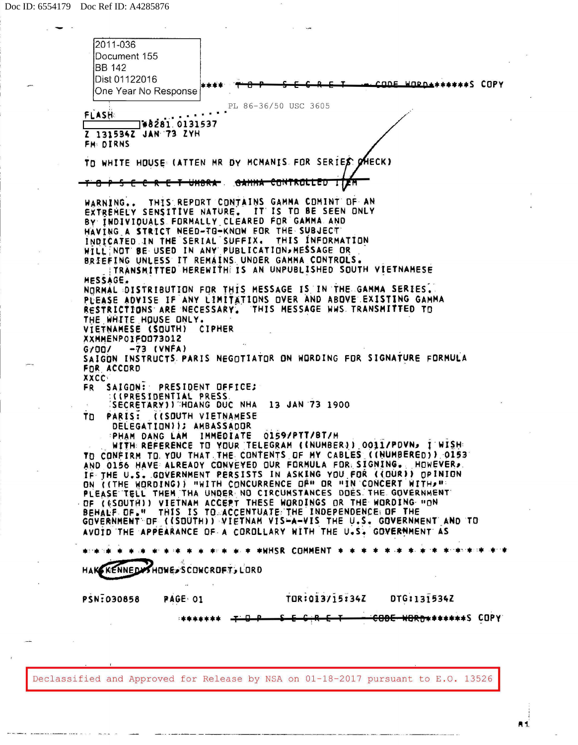Doc ID: 6554179 Doc Ref ID: A4285876

2011-036
Document 155
BB 142
Dist 01122016
One Year No Response

**** ~~T O P S E C R E T — CODE WORD~~******S COPY

PL 86-36/50 USC 3605

FLASH
[redacted] #8281 0131537
Z 131534Z JAN 73 ZYH
FM DIRNS

TO WHITE HOUSE (ATTEN MR DY MCMANIS FOR SERIES CHECK)

~~T O P S E C R E T UMBRA GAMMA CONTROLLED ITEM~~

WARNING.. THIS REPORT CONTAINS GAMMA COMINT OF AN EXTREMELY SENSITIVE NATURE. IT IS TO BE SEEN ONLY BY INDIVIDUALS FORMALLY CLEARED FOR GAMMA AND HAVING A STRICT NEED-TO-KNOW FOR THE SUBJECT INDICATED IN THE SERIAL SUFFIX. THIS INFORMATION WILL NOT BE USED IN ANY PUBLICATION,MESSAGE OR BRIEFING UNLESS IT REMAINS UNDER GAMMA CONTROLS.

TRANSMITTED HEREWITH IS AN UNPUBLISHED SOUTH VIETNAMESE MESSAGE.

NORMAL DISTRIBUTION FOR THIS MESSAGE IS IN THE GAMMA SERIES. PLEASE ADVISE IF ANY LIMITATIONS OVER AND ABOVE EXISTING GAMMA RESTRICTIONS ARE NECESSARY. THIS MESSAGE WAS TRANSMITTED TO THE WHITE HOUSE ONLY.

VIETNAMESE (SOUTH) CIPHER
XXMMENPOIFO073012
G/OO/ -73 (VNFA)
SAIGON INSTRUCTS PARIS NEGOTIATOR ON WORDING FOR SIGNATURE FORMULA FOR ACCORD
XXCC
FR SAIGON: PRESIDENT OFFICE;
((PRESIDENTIAL PRESS SECRETARY)) HOANG DUC NHA 13 JAN 73 1900
TO PARIS: ((SOUTH VIETNAMESE DELEGATION)); AMBASSADOR PHAM DANG LAM IMMEDIATE 0159/PTT/BT/M

WITH REFERENCE TO YOUR TELEGRAM ((NUMBER)) 0011/PDVN, I WISH TO CONFIRM TO YOU THAT THE CONTENTS OF MY CABLES ((NUMBERED)) 0153 AND 0156 HAVE ALREADY CONVEYED OUR FORMULA FOR SIGNING. HOWEVER, IF THE U.S. GOVERNMENT PERSISTS IN ASKING YOU FOR ((OUR)) OPINION ON ((THE WORDING)) "WITH CONCURRENCE OF" OR "IN CONCERT WITH," PLEASE TELL THEM THA UNDER NO CIRCUMSTANCES DOES THE GOVERNMENT OF ((SOUTH)) VIETNAM ACCEPT THESE WORDINGS OR THE WORDING "ON BEHALF OF." THIS IS TO ACCENTUATE THE INDEPENDENCE OF THE GOVERNMENT OF ((SOUTH)) VIETNAM VIS-A-VIS THE U.S. GOVERNMENT AND TO AVOID THE APPEARANCE OF A COROLLARY WITH THE U.S. GOVERNMENT AS

* * * * * * * * * * * * * * * * * *WHSR COMMENT * * * * * * * * * * * * * * * *

HAK,KENNEDY,HOWE,SCOWCROFT,LORD

PSN:030858 PAGE 01 TOR:013/15:34Z DTG:131534Z

******* ~~T O P S E C R E T — CODE WORD~~******S COPY

Declassified and Approved for Release by NSA on 01-18-2017 pursuant to E.O. 13526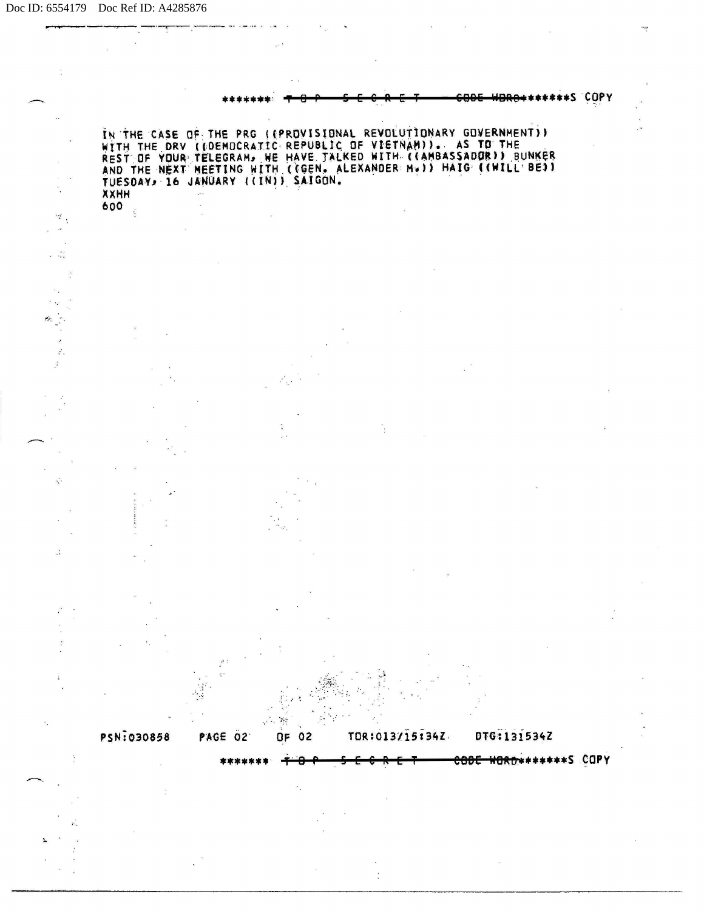******* ~~T O P S E C R E T CODE WORD~~*******S COPY

IN THE CASE OF THE PRG ((PROVISIONAL REVOLUTIONARY GOVERNMENT)) WITH THE DRV ((DEMOCRATIC REPUBLIC OF VIETNAM)). AS TO THE REST OF YOUR TELEGRAM, WE HAVE TALKED WITH ((AMBASSADOR)) BUNKER AND THE NEXT MEETING WITH ((GEN. ALEXANDER M.)) HAIG ((WILL BE)) TUESDAY, 16 JANUARY ((IN)) SAIGON.
XXHH
600

PSN:030858 PAGE 02 OF 02 TOR:013/15:34Z DTG:131534Z

******* ~~T O P S E C R E T CODE WORD~~*******S COPY